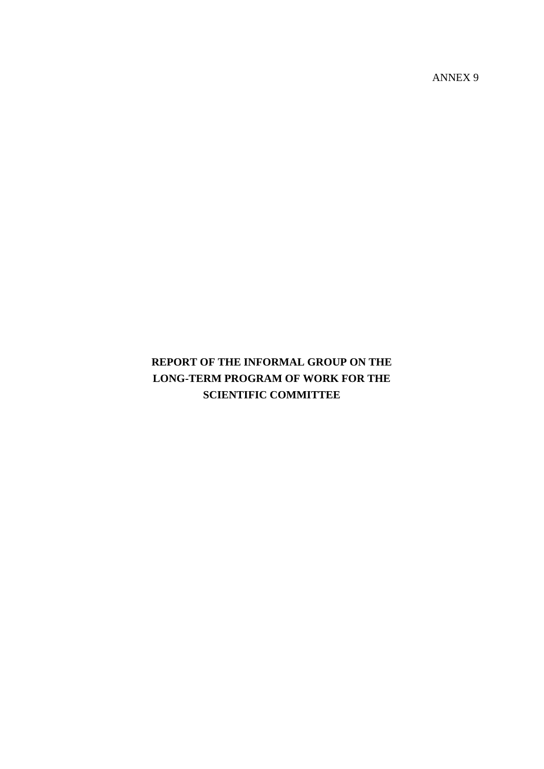ANNEX 9

# REPORT OF THE INFORMAL GROUP ON THE LONG-TERM PROGRAM OF WORK FOR THE SCIENTIFIC COMMITTEE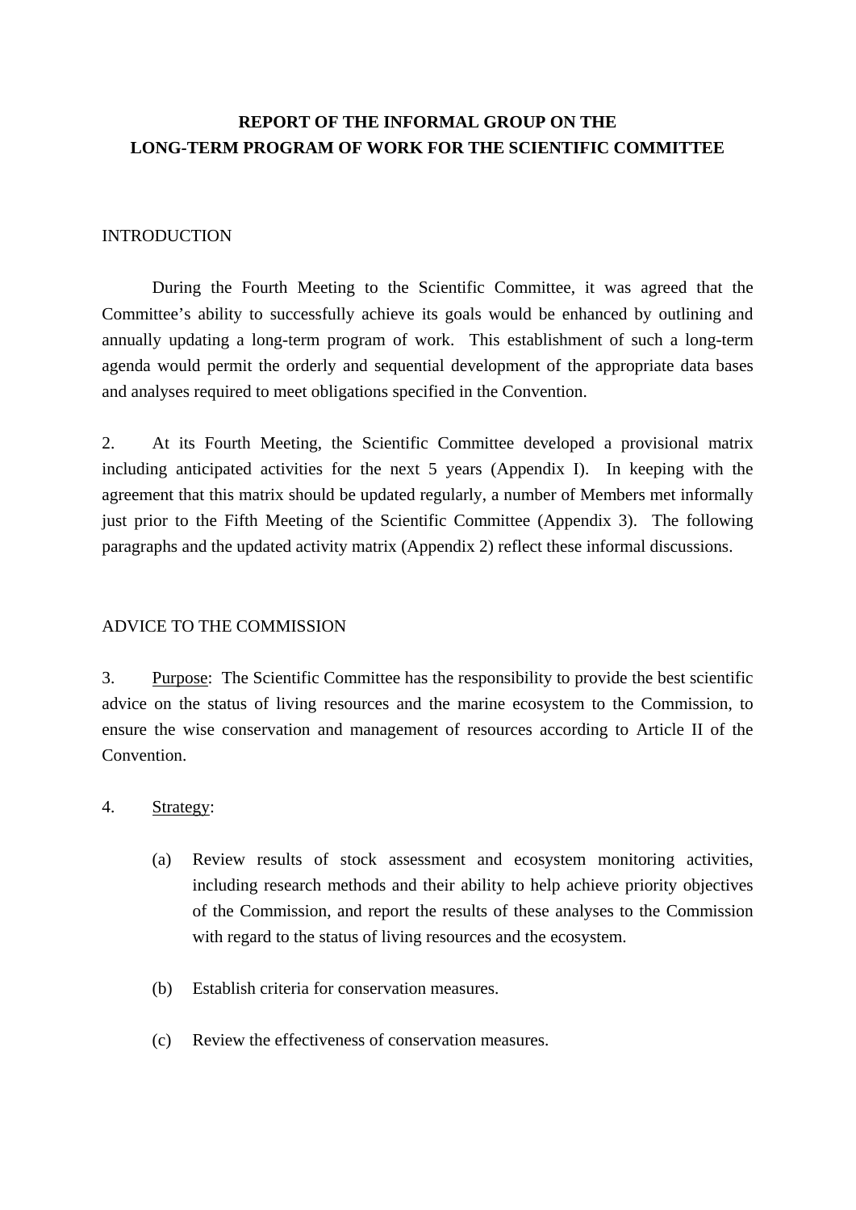# REPORT OF THE INFORMAL GROUP ON THE LONG-TERM PROGRAM OF WORK FOR THE SCIENTIFIC COMMITTEE

## INTRODUCTION

During the Fourth Meeting to the Scientific Committee, it was agreed that the Committee's ability to successfully achieve its goals would be enhanced by outlining and annually updating a long-term program of work. This establishment of such a long-term agenda would permit the orderly and sequential development of the appropriate data bases and analyses required to meet obligations specified in the Convention.

2. At its Fourth Meeting, the Scientific Committee developed a provisional matrix including anticipated activities for the next 5 years (Appendix I). In keeping with the agreement that this matrix should be updated regularly, a number of Members met informally just prior to the Fifth Meeting of the Scientific Committee (Appendix 3). The following paragraphs and the updated activity matrix (Appendix 2) reflect these informal discussions.

## ADVICE TO THE COMMISSION

3. <u>Purpose</u>: The Scientific Committee has the responsibility to provide the best scientific advice on the status of living resources and the marine ecosystem to the Commission, to ensure the wise conservation and management of resources according to Article II of the Convention.

4. <u>Strategy</u>:

   (a) Review results of stock assessment and ecosystem monitoring activities, including research methods and their ability to help achieve priority objectives of the Commission, and report the results of these analyses to the Commission with regard to the status of living resources and the ecosystem.

   (b) Establish criteria for conservation measures.

   (c) Review the effectiveness of conservation measures.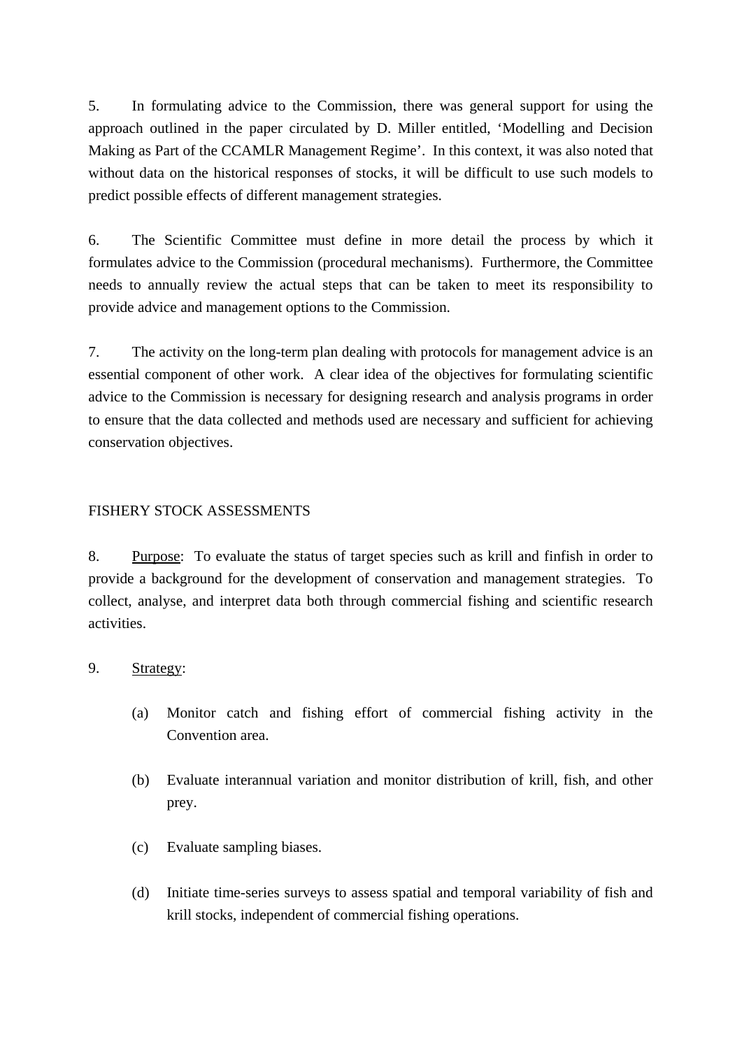5. In formulating advice to the Commission, there was general support for using the approach outlined in the paper circulated by D. Miller entitled, 'Modelling and Decision Making as Part of the CCAMLR Management Regime'. In this context, it was also noted that without data on the historical responses of stocks, it will be difficult to use such models to predict possible effects of different management strategies.

6. The Scientific Committee must define in more detail the process by which it formulates advice to the Commission (procedural mechanisms). Furthermore, the Committee needs to annually review the actual steps that can be taken to meet its responsibility to provide advice and management options to the Commission.

7. The activity on the long-term plan dealing with protocols for management advice is an essential component of other work. A clear idea of the objectives for formulating scientific advice to the Commission is necessary for designing research and analysis programs in order to ensure that the data collected and methods used are necessary and sufficient for achieving conservation objectives.

## FISHERY STOCK ASSESSMENTS

8. Purpose: To evaluate the status of target species such as krill and finfish in order to provide a background for the development of conservation and management strategies. To collect, analyse, and interpret data both through commercial fishing and scientific research activities.

9. Strategy:

   (a) Monitor catch and fishing effort of commercial fishing activity in the Convention area.

   (b) Evaluate interannual variation and monitor distribution of krill, fish, and other prey.

   (c) Evaluate sampling biases.

   (d) Initiate time-series surveys to assess spatial and temporal variability of fish and krill stocks, independent of commercial fishing operations.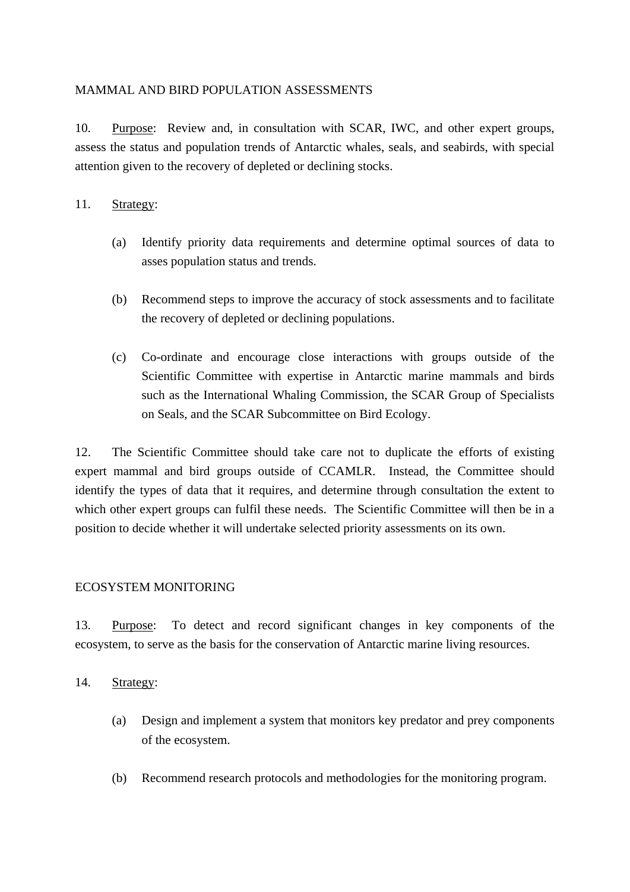## MAMMAL AND BIRD POPULATION ASSESSMENTS

10. Purpose: Review and, in consultation with SCAR, IWC, and other expert groups, assess the status and population trends of Antarctic whales, seals, and seabirds, with special attention given to the recovery of depleted or declining stocks.

11. Strategy:

(a) Identify priority data requirements and determine optimal sources of data to asses population status and trends.

(b) Recommend steps to improve the accuracy of stock assessments and to facilitate the recovery of depleted or declining populations.

(c) Co-ordinate and encourage close interactions with groups outside of the Scientific Committee with expertise in Antarctic marine mammals and birds such as the International Whaling Commission, the SCAR Group of Specialists on Seals, and the SCAR Subcommittee on Bird Ecology.

12. The Scientific Committee should take care not to duplicate the efforts of existing expert mammal and bird groups outside of CCAMLR. Instead, the Committee should identify the types of data that it requires, and determine through consultation the extent to which other expert groups can fulfil these needs. The Scientific Committee will then be in a position to decide whether it will undertake selected priority assessments on its own.

## ECOSYSTEM MONITORING

13. Purpose: To detect and record significant changes in key components of the ecosystem, to serve as the basis for the conservation of Antarctic marine living resources.

14. Strategy:

(a) Design and implement a system that monitors key predator and prey components of the ecosystem.

(b) Recommend research protocols and methodologies for the monitoring program.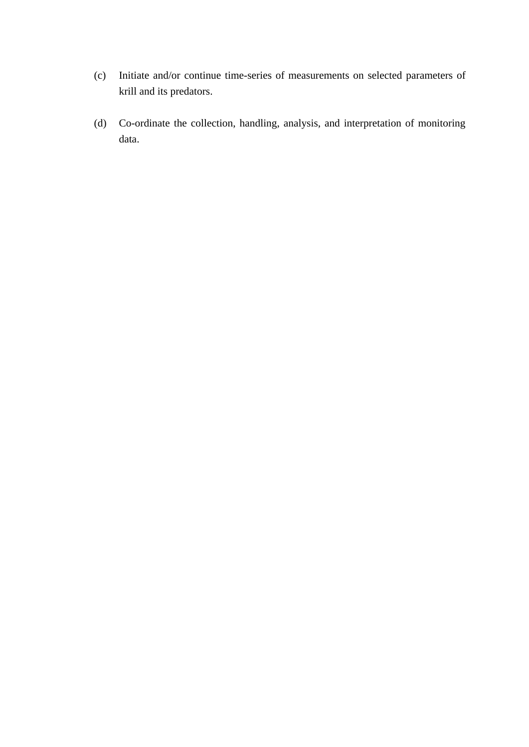(c) Initiate and/or continue time-series of measurements on selected parameters of krill and its predators.

(d) Co-ordinate the collection, handling, analysis, and interpretation of monitoring data.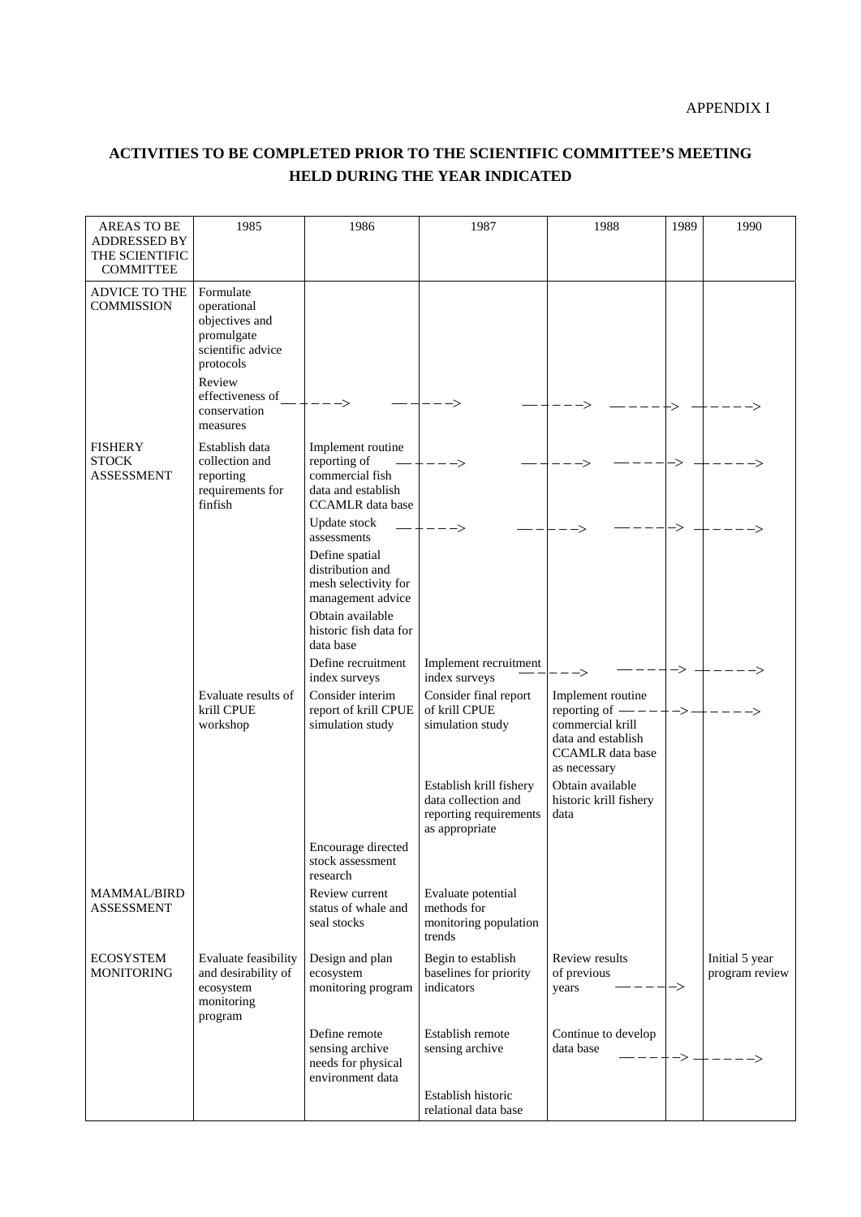APPENDIX I

## ACTIVITIES TO BE COMPLETED PRIOR TO THE SCIENTIFIC COMMITTEE'S MEETING HELD DURING THE YEAR INDICATED

| AREAS TO BE ADDRESSED BY THE SCIENTIFIC COMMITTEE | 1985 | 1986 | 1987 | 1988 | 1989 | 1990 |
|---|---|---|---|---|---|---|
| ADVICE TO THE COMMISSION | Formulate operational objectives and promulgate scientific advice protocols | | | | | |
| | Review effectiveness of conservation measures | ———> | ———> | ———> | ———> | ———> |
| FISHERY STOCK ASSESSMENT | Establish data collection and reporting requirements for finfish | Implement routine reporting of commercial fish data and establish CCAMLR data base | ———> | ———> | ———> | ———> |
| | | Update stock assessments | ———> | ———> | ———> | ———> |
| | | Define spatial distribution and mesh selectivity for management advice | | | | |
| | | Obtain available historic fish data for data base | | | | |
| | | Define recruitment index surveys | Implement recruitment index surveys | ———> | ———> | ———> |
| | Evaluate results of krill CPUE workshop | Consider interim report of krill CPUE simulation study | Consider final report of krill CPUE simulation study | Implement routine reporting of commercial krill data and establish CCAMLR data base as necessary | ———> | ———> |
| | | | Establish krill fishery data collection and reporting requirements as appropriate | Obtain available historic krill fishery data | | |
| | | Encourage directed stock assessment research | | | | |
| MAMMAL/BIRD ASSESSMENT | | Review current status of whale and seal stocks | Evaluate potential methods for monitoring population trends | | | |
| ECOSYSTEM MONITORING | Evaluate feasibility and desirability of ecosystem monitoring program | Design and plan ecosystem monitoring program | Begin to establish baselines for priority indicators | Review results of previous years | ———> | Initial 5 year program review |
| | | Define remote sensing archive needs for physical environment data | Establish remote sensing archive | Continue to develop data base | ———> | ———> |
| | | | Establish historic relational data base | | | |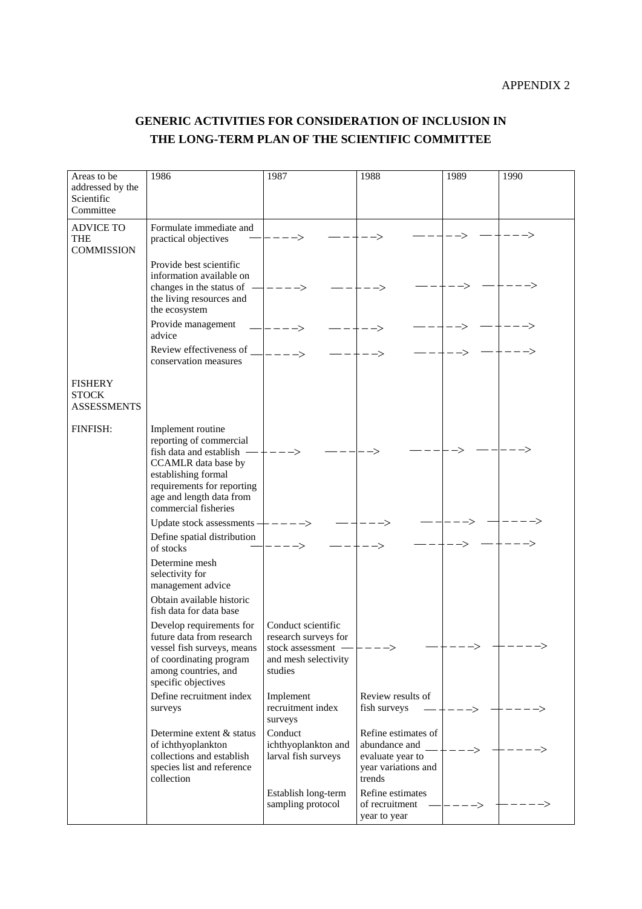APPENDIX 2

# GENERIC ACTIVITIES FOR CONSIDERATION OF INCLUSION IN THE LONG-TERM PLAN OF THE SCIENTIFIC COMMITTEE

| Areas to be addressed by the Scientific Committee | 1986 | 1987 | 1988 | 1989 | 1990 |
|---|---|---|---|---|---|
| ADVICE TO THE COMMISSION | Formulate immediate and practical objectives | ———> | ———> | ———> | ———> |
| | Provide best scientific information available on changes in the status of the living resources and the ecosystem | ———> | ———> | ———> | ———> |
| | Provide management advice | ———> | ———> | ———> | ———> |
| | Review effectiveness of conservation measures | ———> | ———> | ———> | ———> |
| FISHERY STOCK ASSESSMENTS | | | | | |
| FINFISH: | Implement routine reporting of commercial fish data and establish CCAMLR data base by establishing formal requirements for reporting age and length data from commercial fisheries | ———> | ———> | ———> | ———> |
| | Update stock assessments | ———> | ———> | ———> | ———> |
| | Define spatial distribution of stocks | ———> | ———> | ———> | ———> |
| | Determine mesh selectivity for management advice | | | | |
| | Obtain available historic fish data for data base | | | | |
| | Develop requirements for future data from research vessel fish surveys, means of coordinating program among countries, and specific objectives | Conduct scientific research surveys for stock assessment and mesh selectivity studies | ———> | ———> | ———> |
| | Define recruitment index surveys | Implement recruitment index surveys | Review results of fish surveys | ———> | ———> |
| | Determine extent & status of ichthyoplankton collections and establish species list and reference collection | Conduct ichthyoplankton and larval fish surveys | Refine estimates of abundance and evaluate year to year variations and trends | ———> | ———> |
| | | Establish long-term sampling protocol | Refine estimates of recruitment year to year | ———> | ———> |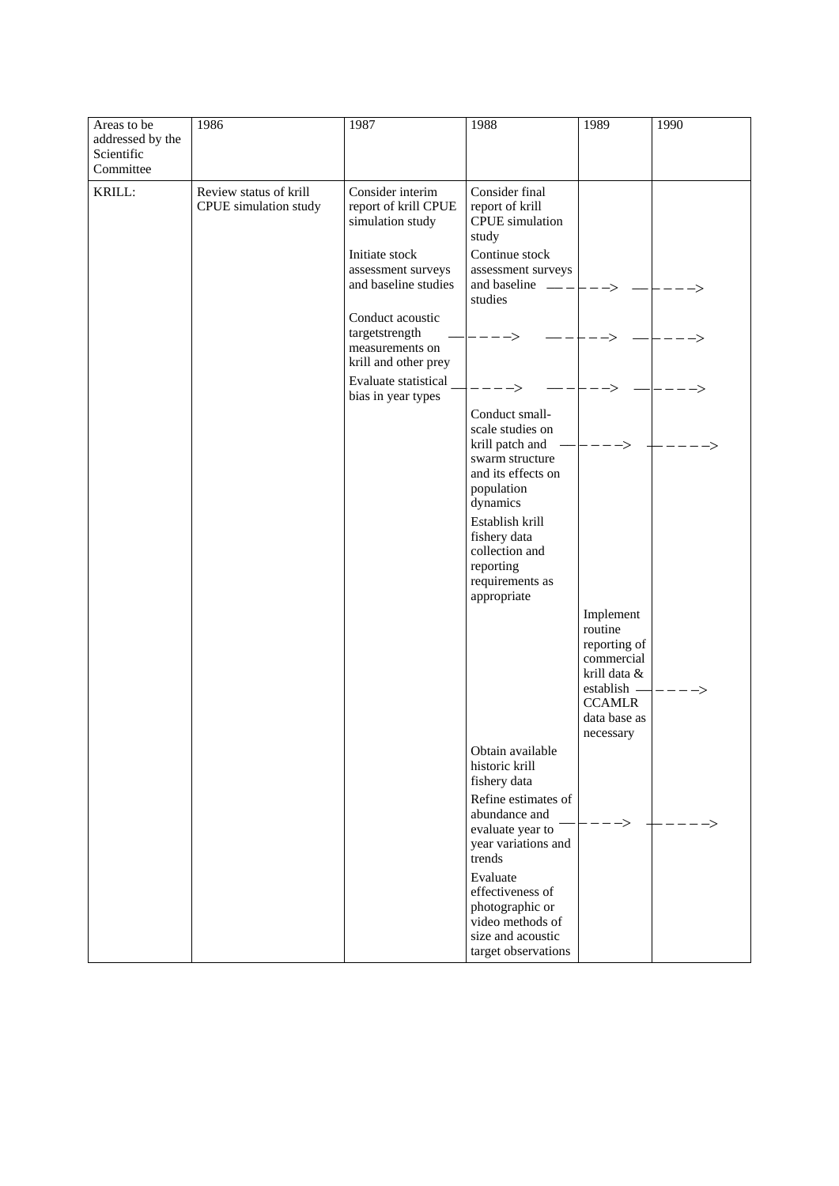| Areas to be addressed by the Scientific Committee | 1986 | 1987 | 1988 | 1989 | 1990 |
|---|---|---|---|---|---|
| KRILL: | Review status of krill CPUE simulation study | Consider interim report of krill CPUE simulation study | Consider final report of krill CPUE simulation study | | |
| | | Initiate stock assessment surveys and baseline studies | Continue stock assessment surveys and baseline studies ——> | ——> | ——> |
| | | Conduct acoustic targetstrength measurements on krill and other prey ——> | ——> | ——> | ——> |
| | | Evaluate statistical bias in year types ——> | ——> | ——> | ——> |
| | | | Conduct small-scale studies on krill patch and swarm structure and its effects on population dynamics ——> | ——> | ——> |
| | | | Establish krill fishery data collection and reporting requirements as appropriate | | |
| | | | | Implement routine reporting of commercial krill data & establish CCAMLR data base as necessary ——> | ——> |
| | | | Obtain available historic krill fishery data | | |
| | | | Refine estimates of abundance and evaluate year to year variations and trends ——> | ——> | ——> |
| | | | Evaluate effectiveness of photographic or video methods of size and acoustic target observations | | |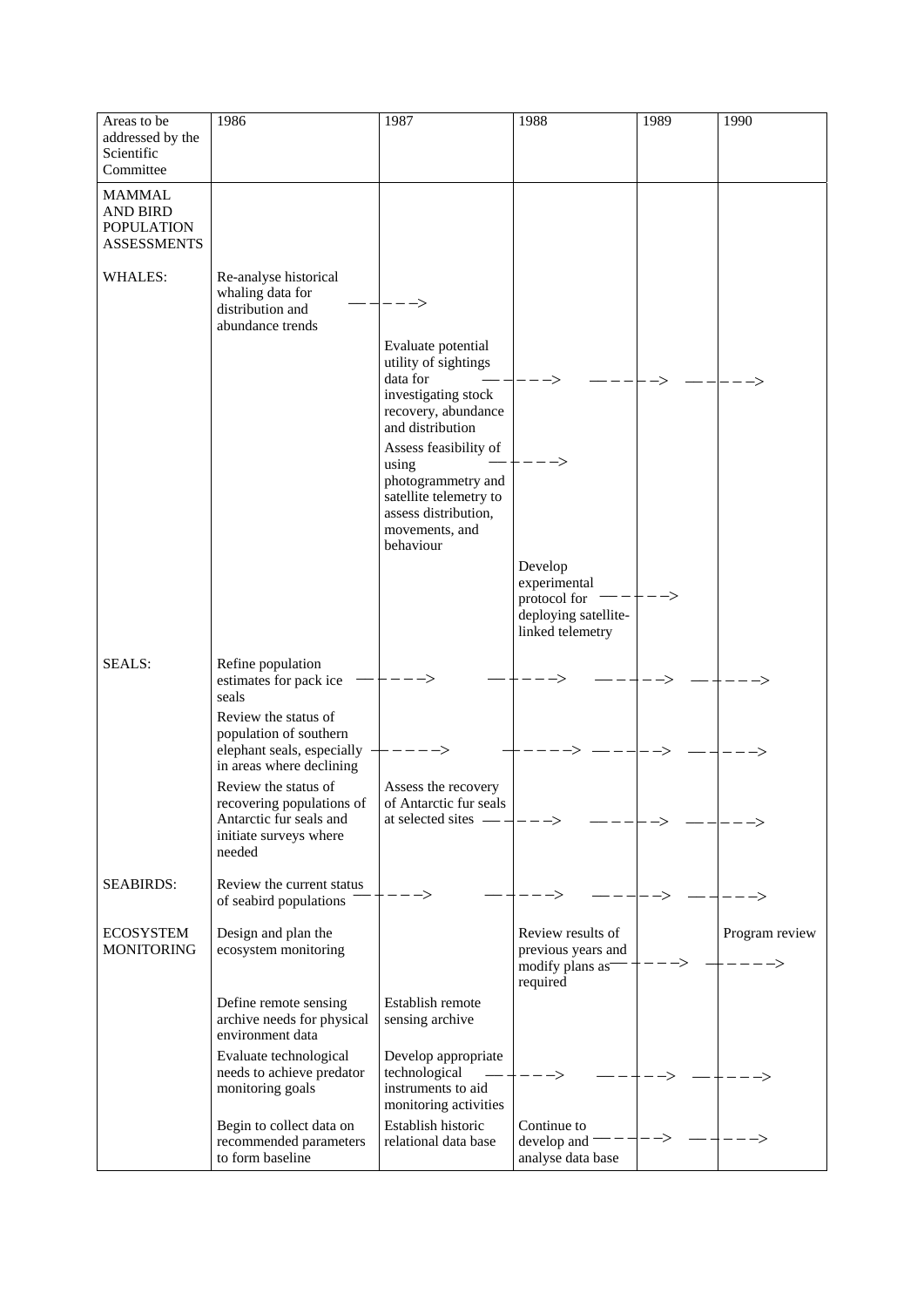| Areas to be addressed by the Scientific Committee | 1986 | 1987 | 1988 | 1989 | 1990 |
|---|---|---|---|---|---|
| **MAMMAL AND BIRD POPULATION ASSESSMENTS** | | | | | |
| WHALES: | Re-analyse historical whaling data for distribution and abundance trends ——> | ——> | | | |
| | | Evaluate potential utility of sightings data for investigating stock recovery, abundance and distribution ——> | ——> | ——> | ——> |
| | | Assess feasibility of using photogrammetry and satellite telemetry to assess distribution, movements, and behaviour ——> | ——> | | |
| | | | Develop experimental protocol for deploying satellite-linked telemetry ——> | ——> | |
| SEALS: | Refine population estimates for pack ice seals ——> | ——> | ——> | ——> | ——> |
| | Review the status of population of southern elephant seals, especially in areas where declining ——> | ——> | ——> | ——> | ——> |
| | Review the status of recovering populations of Antarctic fur seals and initiate surveys where needed | Assess the recovery of Antarctic fur seals at selected sites ——> | ——> | ——> | ——> |
| SEABIRDS: | Review the current status of seabird populations ——> | ——> | ——> | ——> | ——> |
| **ECOSYSTEM MONITORING** | Design and plan the ecosystem monitoring | | Review results of previous years and modify plans as required ——> | ——> | Program review ——> |
| | Define remote sensing archive needs for physical environment data | Establish remote sensing archive | | | |
| | Evaluate technological needs to achieve predator monitoring goals | Develop appropriate technological instruments to aid monitoring activities ——> | ——> | ——> | ——> |
| | Begin to collect data on recommended parameters to form baseline | Establish historic relational data base | Continue to develop and analyse data base ——> | ——> | ——> |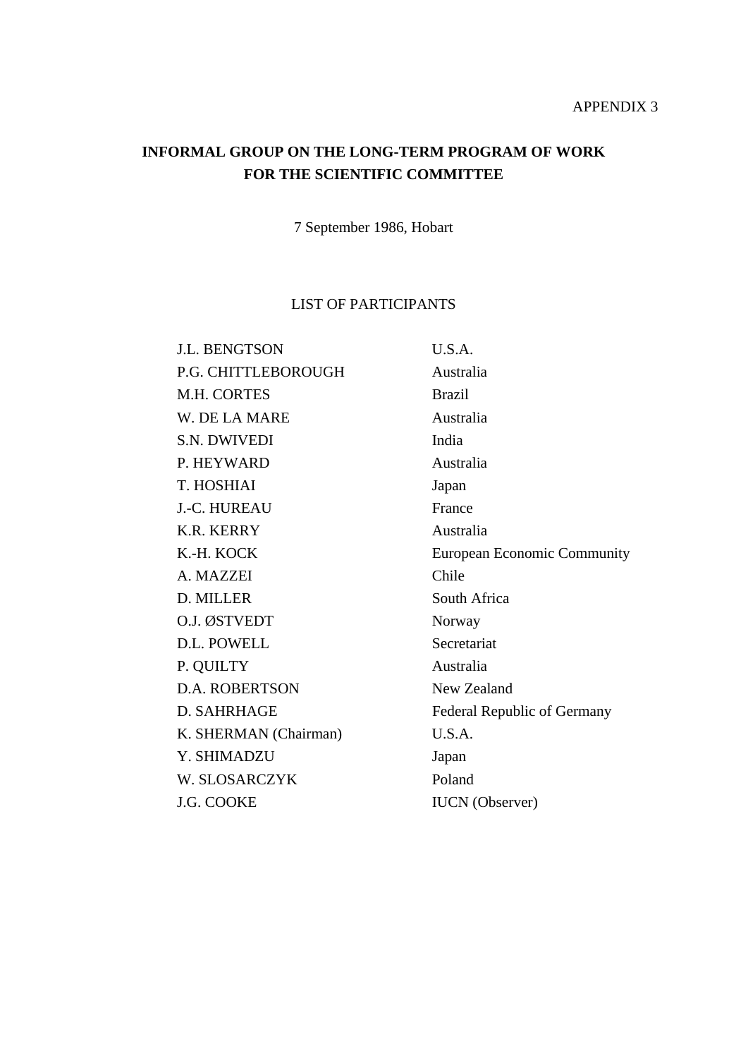APPENDIX 3

# INFORMAL GROUP ON THE LONG-TERM PROGRAM OF WORK FOR THE SCIENTIFIC COMMITTEE

7 September 1986, Hobart

## LIST OF PARTICIPANTS

| | |
|---|---|
| J.L. BENGTSON | U.S.A. |
| P.G. CHITTLEBOROUGH | Australia |
| M.H. CORTES | Brazil |
| W. DE LA MARE | Australia |
| S.N. DWIVEDI | India |
| P. HEYWARD | Australia |
| T. HOSHIAI | Japan |
| J.-C. HUREAU | France |
| K.R. KERRY | Australia |
| K.-H. KOCK | European Economic Community |
| A. MAZZEI | Chile |
| D. MILLER | South Africa |
| O.J. ØSTVEDT | Norway |
| D.L. POWELL | Secretariat |
| P. QUILTY | Australia |
| D.A. ROBERTSON | New Zealand |
| D. SAHRHAGE | Federal Republic of Germany |
| K. SHERMAN (Chairman) | U.S.A. |
| Y. SHIMADZU | Japan |
| W. SLOSARCZYK | Poland |
| J.G. COOKE | IUCN (Observer) |